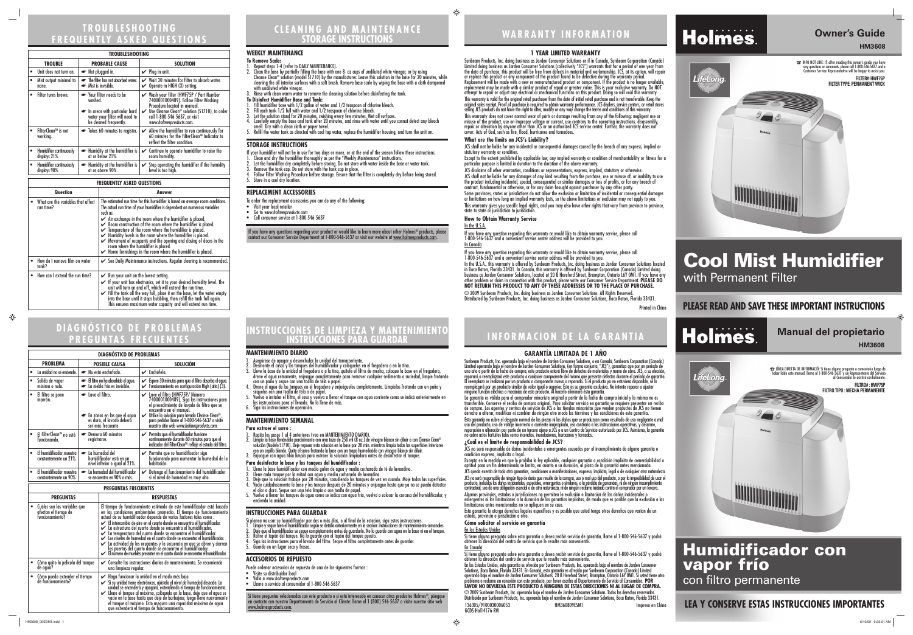# TROUBLESHOOTING FREQUENTLY ASKED QUESTIONS

| TROUBLESHOOTING | | |
|---|---|---|
| **TROUBLE** | **PROBABLE CAUSE** | **SOLUTION** |
| • Unit does not turn on. | ☛ Not plugged in. | ✔ Plug in unit. |
| • Mist output minimal to none. | ☛ The filter has not absorbed water. ☛ Mist is invisible. | ✔ Wait 30 minutes for filter to absorb water. ✔ Operate in HIGH (3) setting. |
| • Filter turns brown. | ☛ Your filter needs to be washed. ☛ In areas with particular hard water your filter will need to be cleaned frequently. | ✔ Wash your filter (HWF75P / Part Number 7400001000489). Follow Filter Washing Procedure located in manual. ✔ Use Cleanse Clean® solution (S1710), to order call 1-800-546-5637, or visit www.holmesproducts.com. |
| • FilterClean™ is not working. | ☛ Takes 60 minutes to register. | ✔ Allow the humidifier to run continuously for 60 minutes for the FilterClean™ Indicator to reflect the filter condition. |
| • Humidifier continuously displays 21%. | ☛ Humidity at the humidifier is at or below 21%. | ✔ Continue to operate humidifier to raise the room humidity. |
| • Humidifier continuously displays 90%. | ☛ Humidity at the humidifier is at or above 90%. | ✔ Stop operating the humidifier if the humidity level is too high. |

| FREQUENTLY ASKED QUESTIONS | |
|---|---|
| **Question** | **Answer** |
| • What are the variables that affect run time? | The estimated run time for this humidifier is based on average room conditions. The actual run time of your humidifier is dependent on numerous variables such as: ✔ Air exchange in the room where the humidifier is placed. ✔ Room construction of the room where the humidifier is placed. ✔ Temperature of the room where the humidifier is placed. ✔ Humidity levels in the room where the humidifier is placed. ✔ Movement of occupants and the opening and closing of doors in the room where the humidifier is placed. ✔ Home furnishings in the room where the humidifier is placed. |
| • How do I remove film on water tank? | ✔ See Daily Maintenance instructions. Regular cleaning is recommended. |
| • How can I extend the run time? | ✔ Run your unit on the lowest setting. ✔ If your unit has electronics, set it to your desired humidity level. The unit will turn on and off, which will extend the run time. ✔ Fill the tank all the way full, place it on the base, let the water empty into the base until it stops bubbling, then refill the tank full again. This ensures maximum water capacity and will extend run time. |

# CLEANING AND MAINTENANCE STORAGE INSTRUCTIONS

## WEEKLY MAINTENANCE

**To Remove Scale:**

1. Repeat steps 1-4 (refer to DAILY MAINTENANCE).
2. Clean the base by partially filling the base with one 8- oz cups of undiluted white vinegar, or by using Cleanse Clean® solution (model S1710) by the manufacturer. Leave this solution in the base for 20 minutes, while cleaning the all interior surfaces with a soft brush. Remove base scale by wiping the base with a cloth dampened with undiluted white vinegar.
3. Rinse with clean warm water to remove the cleaning solution before disinfecting the tank.

**To Disinfect Humidifier Base and Tank:**

1. Fill humidifier base with 1/2 gallon of water and 1/2 teaspoon of chlorine bleach.
2. Fill each tank 1/2 full with water and 1/2 teaspoon of chlorine bleach.
3. Let the solution stand for 20 minutes, swishing every few minutes. Wet all surfaces.
4. Carefully empty the base and tank after 20 minutes, and rinse with water until you cannot detect any bleach smell. Dry with a clean cloth or paper towel.
5. Refill the water tank as directed with cool tap water, replace the humidifier housing, and turn the unit on.

## STORAGE INSTRUCTIONS

If your humidifier will not be in use for two days or more, or at the end of the season follow these instructions.

1. Clean and dry the humidifier thoroughly as per the "Weekly Maintenance" instructions.
2. Let the humidifier dry completely before storing. Do not store with water inside the base or water tank.
3. Remove the tank cap. Do not store with the tank cap in place.
4. Follow Filter Washing Procedure before storage. Ensure that the filter is completely dry before being stored.
5. Store in a cool dry location.

## REPLACEMENT ACCESSORIES

To order the replacement accessories you can do any of the following:

- Visit your local retailer
- Go to www.holmesproducts.com
- Call consumer service at 1-800-546-5637

If you have any questions regarding your product or would like to learn more about other Holmes® products, please contact our Consumer Service Department at 1-800-546-5637 or visit our website at www.holmesproducts.com.

# WARRANTY INFORMATION

## 1 YEAR LIMITED WARRANTY

Sunbeam Products, Inc. doing business as Jarden Consumer Solutions or if in Canada, Sunbeam Corporation (Canada) Limited doing business as Jarden Consumer Solutions (collectively "JCS") warrants that for a period of one year from the date of purchase, this product will be free from defects in material and workmanship. JCS, at its option, will repair or replace this product or any component of the product found to be defective during the warranty period. Replacement will be made with a new or remanufactured product or component. If the product is no longer available, replacement may be made with a similar product of equal or greater value. This is your exclusive warranty. Do NOT attempt to repair or adjust any electrical or mechanical functions on this product. Doing so will void this warranty.

This warranty is valid for the original retail purchaser from the date of initial retail purchase and is not transferable. Keep the original sales receipt. Proof of purchase is required to obtain warranty performance. JCS dealers, service centers, or retail stores selling JCS products do not have the right to alter, modify or any way change the terms and conditions of this warranty.

This warranty does not cover normal wear of parts or damage resulting from any of the following: negligent use or misuse of the product, use on improper voltage or current, use contrary to the operating instructions, disassembly, repair or alteration by anyone other than JCS or an authorized JCS service center. Further, the warranty does not cover: Acts of God, such as fire, flood, hurricanes and tornadoes.

**What are the limits on JCS's Liability?**

JCS shall not be liable for any incidental or consequential damages caused by the breach of any express, implied or statutory warranty or condition.

Except to the extent prohibited by applicable law, any implied warranty or condition of merchantability or fitness for a particular purpose is limited in duration to the duration of the above warranty.

JCS disclaims all other warranties, conditions or representations, express, implied, statutory or otherwise.

JCS shall not be liable for any damages of any kind resulting from the purchase, use or misuse of, or inability to use the product including incidental, special, consequential or similar damages or loss of profits, or for any breach of contract, fundamental or otherwise, or for any claim brought against purchaser by any other party.

Some provinces, states or jurisdictions do not allow the exclusion or limitation of incidental or consequential damages or limitations on how long an implied warranty lasts, so the above limitations or exclusion may not apply to you.

This warranty gives you specific legal rights, and you may also have other rights that vary from province to province, state to state or jurisdiction to jurisdiction.

**How to Obtain Warranty Service**

In the U.S.A.

If you have any question regarding this warranty or would like to obtain warranty service, please call 1-800-546-5637 and a convenient service center address will be provided to you.

In Canada

If you have any question regarding this warranty or would like to obtain warranty service, please call 1-800-546-5637 and a convenient service center address will be provided to you.

In the U.S.A., this warranty is offered by Sunbeam Products, Inc. doing business as Jarden Consumer Solutions located in Boca Raton, Florida 33431. In Canada, this warranty is offered by Sunbeam Corporation (Canada) Limited doing business as Jarden Consumer Solutions, located at 20 B Hereford Street, Brampton, Ontario L6Y 0M1. If you have any other problem or claim in connection with this product, please write our Consumer Service Department. **PLEASE DO NOT RETURN THIS PRODUCT TO ANY OF THESE ADDRESSES OR TO THE PLACE OF PURCHASE.**

© 2009 Sunbeam Products, Inc. doing business as Jarden Consumer Solutions. All Rights Reserved.
Distributed by Sunbeam Products, Inc. doing business as Jarden Consumer Solutions, Boca Raton, Florida 33431.

Printed in China

# Holmes.

## Owner's Guide

**HM3608**

☎ INFO HOT-LINE: If, after reading this owner's guide you have any questions or comments, please call 1-800-546-5637 and a Customer Service Representative will be happy to assist you.

**FILTER#: HWF75P**
**FILTER TYPE: PERMANENT WICK**

LifeLong.

# Cool Mist Humidifier

with Permanent Filter

**PLEASE READ AND SAVE THESE IMPORTANT INSTRUCTIONS**

# DIAGNÓSTICO DE PROBLEMAS PREGUNTAS FRECUENTES

| DIAGNÓSTICO DE PROBLEMAS | | |
|---|---|---|
| **PROBLEMA** | **POSIBLE CAUSA** | **SOLUCIÓN** |
| • La unidad no se enciende. | ☛ No está enchufada. | ✔ Enchúfela. |
| • Salida de vapor mínima o nula. | ☛ El filtro no ha absorbido el agua. ☛ La niebla fría es invisible. | ✔ Espere 30 minutos para que el filtro absorba el agua. ✔ Funcionamiento en configuración High (alta) (3). |
| • El filtro se pone marrón. | ☛ Lave el filtro. ☛ En zonas en las que el agua es dura, el lavado deberá ser más frecuente. | ✔ Lave el filtro (HWF75P/ Número 7400001000489). Siga las instrucciones para el procedimiento de lavado de filtro que se encuentra en el manual. ✔ Utilice la solución para lavado Cleanse Clean®, para pedidos llame al 1-800-546-5637 o visite nuestro sitio web www.holmesproducts.com. |
| • El FilterClean™ no está funcionando. | ☛ Demora 60 minutos registrarse. | ✔ Permita que el humidificador funcione continuamente durante 60 minutos para que el indicador del FilterClean™ refleje el estado del filtro. |
| • El humidificador muestra constantemente un 21%. | ☛ La humedad del humidificador está en un nivel inferior o igual al 21%. | ✔ Permita que su humidificador siga funcionando para aumentar la humedad de la habitación. |
| • El humidificador muestra constantemente un 90%. | ☛ La humedad del humidificador se encuentra en 90% o más. | ✔ Detenga el funcionamiento del humidificador si el nivel de humedad es muy alto. |

| PREGUNTAS FRECUENTES | |
|---|---|
| **PREGUNTAS** | **RESPUESTAS** |
| • Cuáles son las variables que afectan el tiempo de funcionamiento? | El tiempo de funcionamiento estimado de este humidificador está basado en las condiciones ambientales promedio. El tiempo de funcionamiento actual de su humidificador depende de varios factores tales como: ✔ El intercambio de aire en el cuarto donde se encuentra el humidificador. ✔ La estructura del cuarto donde se encuentra el humidificador. ✔ La temperatura del cuarto donde se encuentra el humidificador. ✔ Los niveles de humedad en el cuarto donde se encuentra el humidificador. ✔ La actividad de los ocupantes y la secuencia en que se abren y cierran las puertas del cuarto donde se encuentra el humidificador. ✔ El número de muebles presentes en el cuarto donde se encuentra el humidificador. |
| • Cómo quito la película del tanque de agua? | ✔ Consulte las instrucciones diarias de mantenimiento. Se recomienda una limpieza regular. |
| • Cómo puedo extender el tiempo de funcionamiento? | ✔ Haga funcionar la unidad en el modo más bajo. ✔ Si su unidad tiene electrónicos, ajústela al nivel de humedad deseado. La unidad se encenderá y apagará, extendiendo el tiempo de funcionamiento. ✔ Llene el tanque al máximo, colóquelo en la base, deje que el agua se vacíe en la base hasta que deje de burbujear, luego llene nuevamente el tanque al máximo. Esto asegura una capacidad máxima de agua que extenderá el tiempo de funcionamiento. |

# INSTRUCCIONES DE LIMPIEZA Y MANTENIMIENTO INSTRUCCIONES PARA GUARDAR

## MANTENIMIENTO DIARIO

1. Asegúrese de apagar y desenchufar la unidad del tomacorriente.
2. Desmonte el casco y los tanques del humidificador y colóquelos en el fregadero o en la tina.
3. Lleve la base de la unidad al fregadero o a la tina, quítele el filtro de mecha, coloque la base en el fregadero, drene el agua remanente, enjuague completamente para remover cualquier sedimento o suciedad, limpie frotando con un paño y seque con una toalla de tela o papel.
4. Drene el agua de los tanques en el fregadero y enjuáguelos completamente. Límpielos frotando con un paño y séquelos con una toalla de tela o de papel.
5. Vuelva a instalar el filtro, el casco y vuelva a llenar el tanque con agua corriente como se indicó anteriormente en las instrucciones para el llenado. No lo llene de más.
6. Siga las instrucciones de operación.

## MANTENIMIENTO SEMANAL

**Para extraer el sarro :**

1. Repita los pasos 1 al 4 anteriores (vea en MANTENIMIENTO DIARIO).
2. Limpie la base llenándola parcialmente con una taza de 250 ml (8 oz.) de vinagre blanco sin diluir o con Cleanse Clean® solución (Modelo S1710). Deje reposar esta solución en la base por 20 min. mientras limpia todas las superficies interiores con un cepillo blando. Quite el sarro frotando la base con un trapo humedecido con vinagre blanco sin diluir.
3. Enjuague con agua tibia limpia para extraer la solución limpiadora antes de desinfectar el tanque.

**Para desinfectar la base y los tanques del humidificador :**

1. Llene la base humidificador con medio galón de agua y media cucharada de té de lavandina.
2. Llene cada tanque por la mitad con agua y media cucharada de lavandina.
3. Deje que la solución trabaje por 20 minutos, sacudiendo los tanques de vez en cuando. Moje todas las superficies.
4. Vacíe cuidadosamente la base y los tanque después de 20 minutos y enjuague hasta que ya no se pueda detectar el olor a cloro. Seque con una tela limpia o con toalla de papel.
5. Vuelva a llenar los tanques de agua como se indica con agua fría, vuelva a colocar la carcasa del humidificador, y encienda la unidad.

## INSTRUCCIONES PARA GUARDAR

Si planea no usar su humidificador por dos o más días, o al final de la estación, siga estas instrucciones.

1. Limpie y seque bien el humidificador según se detalla anteriormente en la sección: instrucciones de mantenimiento semanales.
2. Deje que el humidificador se seque completamente antes de guardarlo. No lo guarde con agua en la base ni en el tanque.
3. Retire el tapón del tanque. No lo guarde con el tapón del tanque puesto.
4. Siga las instrucciones para el lavado del filtro. Seque el filtro completamente antes de guardar.
5. Guarde en un lugar seco y fresco.

## ACCESORIOS DE REPUESTO

Puede ordenar accesorios de repuesto de una de las siguientes formas :

- Visite su distribuidor local
- Vaya a www.holmesproducts.com
- Llame a servicio al consumidor al 1-800-546-5637

Si tiene preguntas relacionadas con este producto o si está interesado en conocer otros productos Holmes®, póngase en contacto con nuestro Departamento de Servicio al Cliente: llame al 1 (800) 546-5637 o visite nuestro sitio web www.holmesproducts.com.

# INFORMACION DE LA GARANTIA

## GARANTÍA LIMITADA DE 1 AÑO

Sunbeam Products, Inc. operando bajo el nombre de Jarden Consumer Solutions, o en Canadá, Sunbeam Corporation (Canada) Limited operando bajo el nombre de Jarden Consumer Solutions, (en forma conjunta, "JCS"), garantiza que por un período de uno año a partir de la fecha de compra, este producto estará libre de defectos de materiales y mano de obra. JCS, a su elección, reparará o reemplazará este producto o cualquier componente del mismo que presente defectos durante el período de garantía. El reemplazo se realizará por un producto o componente nuevo o reparado. Si el producto ya no estuviera disponible, se lo reemplazará por un producto similar de valor igual o superior. Ésta es su garantía exclusiva. No intente reparar o ajustar ninguna función eléctrica o mecánica de este producto. Al hacerlo elimínará ésta garantía.

La garantía es válida para el comprador minorista original a partir de la fecha de compra inicial y la misma no es transferible. Conserve el recibo de compra original. Para solicitar servicio en garantía se requiere presentar un recibo de compra. Los agentes y centros de servicio de JCS o las tiendas minoristas que venden productos de JCS no tienen derecho a alterar, modificar ni cambiar de ningún otro modo los términos y las condiciones de esta garantía.

Esta garantía no cubre el desgaste normal de las piezas ni los daños que se produzcan como resultado de uso negligente o mal uso del producto, uso de voltaje incorrecto o corriente inapropiada, uso contrario a las instrucciones operativas, y desarme, reparación o alteración por parte de un tercero ajeno a JCS o a un Centro de Servicio autorizado por JCS. Asimismo, la garantía no cubre actos fortuitos tales como incendios, inundaciones, huracanes y tornados.

**¿Cuál es el límite de responsabilidad de JCS?**

JCS no será responsable de daños incidentales o emergentes causados por el incumplimiento de alguna garantía o condición expresa, implícita o legal.

Excepto en la medida en que lo prohíba la ley aplicable, cualquier garantía o condición implícita de comerciabilidad o aptitud para un fin determinado se limita, en cuanto a su duración, al plazo de la garantía antes mencionada.

JCS queda exenta de toda otra garantías, condiciones o manifestaciones, expresa, implícita, legal o de cualquier otra naturaleza.

JCS no será responsable de ningún tipo de daño que resulte de la compra, uso o mal uso del producto, o por la imposibilidad de usar el producto, incluidos los daños incidentales, especiales, emergentes o similares, o la pérdida de ganancias, ni de ningún incumplimiento contractual, sea de una obligación esencial o de otra naturaleza, ni de ningún reclamo iniciado contra el comprador por un tercero.

Algunas provincias, estados o jurisdicciones no permiten la exclusión o limitación de los daños incidentales o emergentes ni las limitaciones a la duración de las garantías implícitas, de modo que es posible que la exclusión o las limitaciones antes mencionadas no se apliquen en su caso.

Esta garantía le otorga derechos legales específicos y es posible que usted tenga otros derechos que varían de un estado, provincia o jurisdicción a otro.

**Cómo solicitar el servicio en garantía**

En los Estados Unidos

Si tiene alguna pregunta sobre esta garantía o desea recibir servicio de garantía, llame al 1-800-546-5637 y podrá obtener la dirección del centro de servicio que le resulte más conveniente.

En Canadá

Si tiene alguna pregunta sobre esta garantía o desea recibir servicio de garantía, llame al 1-800-546-5637 y podrá obtener la dirección del centro de servicio que le resulte más conveniente.

En los Estados Unidos, esta garantía es ofrecida por Sunbeam Products, Inc. operando bajo el nombre de Jarden Consumer Solutions, Boca Ratón, Florida 33431. En Canadá, esta garantía es ofrecida por Sunbeam Corporation (Canada) Limited operando bajo el nombre de Jarden Consumer Solutions, 20 B Hereford Street, Brampton, Ontario L6Y 0M1. Si usted tiene otro problema o reclamo en conexión con este producto, por favor escriba al Departamento de Servicio al Consumidor. **POR FAVOR NO DEVUELVA ESTE PRODUCTO A NINGUNA DE ESTAS DIRECCIONES NI AL LUGAR DE COMPRA.**

© 2009 Sunbeam Products, Inc. operando bajo el nombre de Jarden Consumer Solutions. Todos los derechos reservados.
Distribuido por Sunbeam Products, Inc. operando bajo el nombre de Jarden Consumer Solutions, Boca Raton, Florida 33431.

136305/9100030006053 HM3608009ESM1 Impreso en China
GCDS-Hal14176-RW

# Holmes.

## Manual del propietario

**HM3608**

☎ LÍNEA DIRECTA DE INFORMACIÓ: Si tiene alguna pregunta o comentario luego de haber leído este manual, llame al 1-800-546-5637 y un Representante del Servicio al Consumidor lo asistirá cordialmente.

**FILTRO# : HWF75P**
**FILTRO TIPO : MECHA PERMANENTE**

LifeLong.

# Humidificador con vapor frío

con filtro permanente

**LEA Y CONSERVE ESTAS INSTRUCCIONES IMPORTANTES**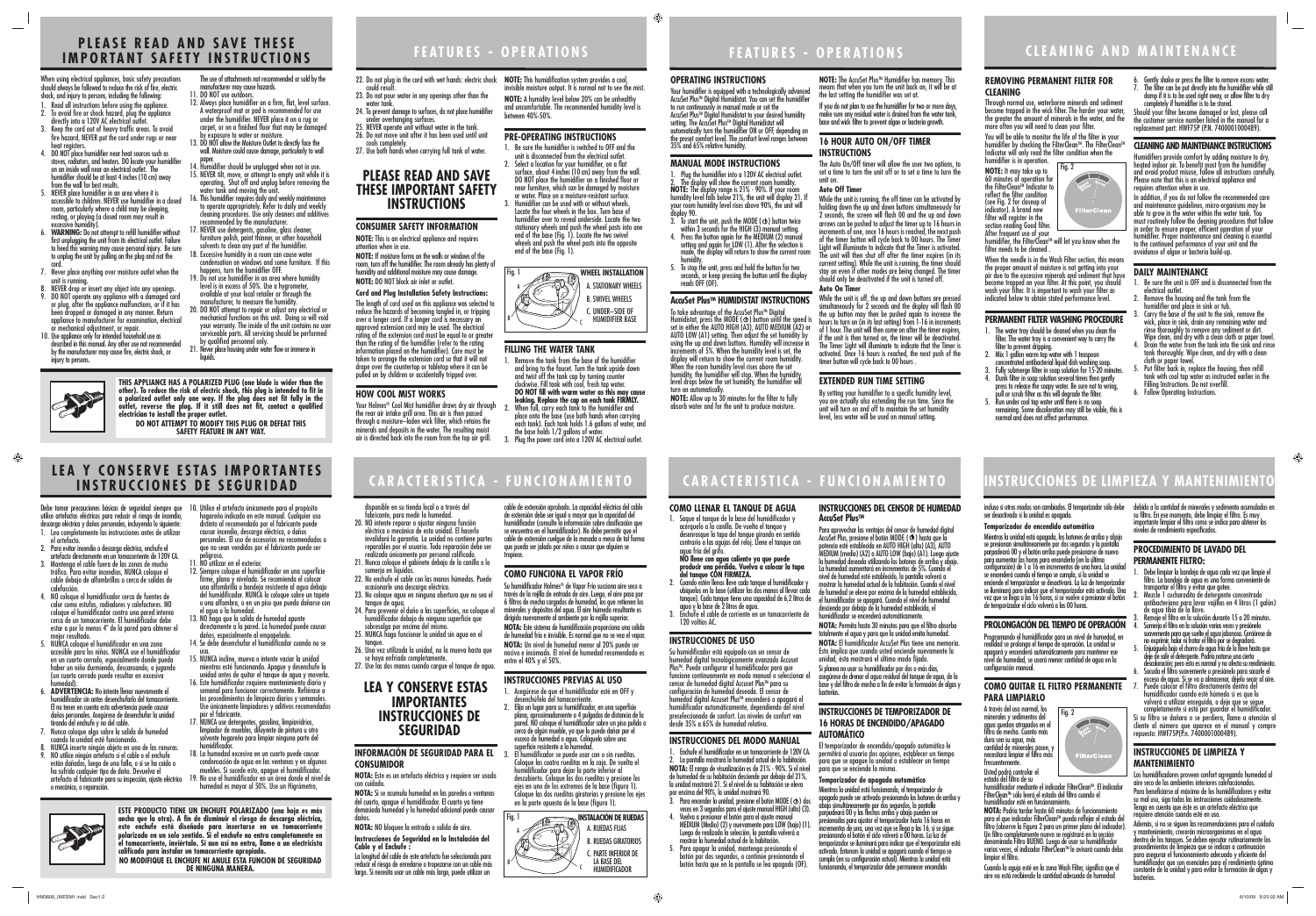# PLEASE READ AND SAVE THESE IMPORTANT SAFETY INSTRUCTIONS

When using electrical appliances, basic safety precautions should always be followed to reduce the risk of fire, electric shock, and injury to persons, including the following:

1. Read all instructions before using the appliance.
2. To avoid fire or shock hazard, plug the appliance directly into a 120V AC electrical outlet.
3. Keep the cord out of heavy traffic areas. To avoid fire hazard, NEVER put the cord under rugs or near heat registers.
4. DO NOT place humidifier near heat sources such as stoves, radiators, and heaters. DO locate your humidifier on an inside wall near an electrical outlet. The humidifier should be at least 4 inches (10 cm) away from the wall for best results.
5. NEVER place humidifier in an area where it is accessible to children. NEVER use humidifier in a closed room, particularly where a child may be sleeping, resting, or playing (a closed room may result in excessive humidity).
6. **WARNING:** Do not attempt to refill humidifier without first unplugging the unit from its electrical outlet. Failure to heed this warning may cause personal injury. Be sure to unplug the unit by pulling on the plug and not the cord.
7. Never place anything over either moisture outlet when the unit is running.
8. NEVER drop or insert any object into any openings.
9. DO NOT operate any appliance with a damaged cord or plug, after the appliance malfunctions, or if it has been dropped or damaged in any manner. Return appliance to manufacturer for examination, electrical or mechanical adjustment, or repair.
10. Use appliance only for intended household use as described in this manual. Any other use not recommended by the manufacturer may cause fire, electric shock, or injury to persons. The use of attachments not recommended or sold by the manufacturer may cause hazards.
11. DO NOT use outdoors.
12. Always place humidifier on a firm, flat, level surface. A waterproof mat or pad is recommended for use under the humidifier. NEVER place it on a rug or carpet, or on a finished floor that may be damaged by exposure to water or moisture.
13. DO NOT allow the Moisture Outlet to directly face the wall. Moisture could cause damage, particularly to wall paper.
14. Humidifier should be unplugged when not in use.
15. NEVER tilt, move, or attempt to empty unit while it is operating. Shut off and unplug before removing the water tank and moving the unit.
16. This humidifier requires daily and weekly maintenance to operate appropriately. Refer to daily and weekly cleaning procedures. Use only cleaners and additives recommended by the manufacturer.
17. NEVER use detergents, gasoline, glass cleaner, furniture polish, paint thinner, or other household solvents to clean any part of the humidifier.
18. Excessive humidity in a room can cause water condensation on windows and some furniture. If this happens, turn the humidifier OFF.
19. Do not use humidifier in an area where humidity level is in excess of 50%. Use a hygrometer, available at your local retailer or through the manufacturer, to measure the humidity.
20. DO NOT attempt to repair or adjust any electrical or mechanical functions on this unit. Doing so will void your warranty. The inside of the unit contains no user serviceable parts. All servicing should be performed by qualified personnel only.
21. Never place housing under water flow or immerse in liquids.

**THIS APPLIANCE HAS A POLARIZED PLUG (one blade is wider than the other). To reduce the risk of electric shock, this plug is intended to fit in a polarized outlet only one way. If the plug does not fit fully in the outlet, reverse the plug. If it still does not fit, contact a qualified electrician to install the proper outlet.**

**DO NOT ATTEMPT TO MODIFY THIS PLUG OR DEFEAT THIS SAFETY FEATURE IN ANY WAY.**

# FEATURES - OPERATIONS

22. Do not plug in the cord with wet hands: electric shock could result.
23. Do not pour water in any openings other than the water tank.
24. To prevent damage to surfaces, do not place humidifier under overhanging surfaces.
25. NEVER operate unit without water in the tank.
26. Do not move unit after it has been used until unit cools completely.
27. Use both hands when carrying full tank of water.

## PLEASE READ AND SAVE THESE IMPORTANT SAFETY INSTRUCTIONS

### CONSUMER SAFETY INFORMATION

**NOTE:** This is an electrical appliance and requires attention when in use.

**NOTE:** If moisture forms on the walls or windows of the room, turn off the humidifier. The room already has plenty of humidity and additional moisture may cause damage.

**NOTE:** DO NOT block air inlet or outlet.

**Cord and Plug Installation Safety Instructions:**

The length of cord used on this appliance was selected to reduce the hazards of becoming tangled in, or tripping over a longer cord. If a longer cord is necessary an approved extension cord may be used. The electrical rating of the extension cord must be equal to or greater than the rating of the humidifier (refer to the rating information placed on the humidifier). Care must be taken to arrange the extension cord so that it will not drape over the countertop or tabletop where it can be pulled on by children or accidentally tripped over.

### HOW COOL MIST WORKS

Your Holmes® Cool Mist humidifier draws dry air through the rear air intake grill area. This air is then passed through a moisture–laden wick filter, which retains the minerals and deposits in the water. The resulting moist air is directed back into the room from the top air grill.

**NOTE:** This humidification system provides a cool, invisible moisture output. It is normal not to see the mist.

**NOTE:** A humidity level below 20% can be unhealthy and uncomfortable. The recommended humidity level is between 40%-50%.

### PRE-OPERATING INSTRUCTIONS

1. Be sure the humidifier is switched to OFF and the unit is disconnected from the electrical outlet.
2. Select a location for your humidifier, on a flat surface, about 4 inches (10 cm) away from the wall. DO NOT place the humidifier on a finished floor or near furniture, which can be damaged by moisture or water. Place on a moisture-resistant surface.
3. Humidifier can be used with or without wheels. Locate the four wheels in the box. Turn base of humidifier over to reveal underside. Locate the two stationary wheels and push the wheel posts into one end of the base (Fig. 1). Locate the two swivel wheels and push the wheel posts into the opposite end of the base (Fig. 1).

Fig. 1

WHEEL INSTALLATION
A. STATIONARY WHEELS
B. SWIVEL WHEELS
C. UNDER—SIDE OF HUMIDIFIER BASE

### FILLING THE WATER TANK

1. Remove the tank from the base of the humidifier and bring to the faucet. Turn the tank upside down and twist off the tank cap by turning counter clockwise. Fill tank with cool, fresh tap water.
   **DO NOT fill with warm water as this may cause leaking. Replace the cap on each tank FIRMLY.**
2. When full, carry each tank to the humidifier and place onto the base (see both hands when carrying each tank). Each tank holds 1.6 gallons of water, and the base holds 1/2 gallons of water.
3. Plug the power cord into a 120V AC electrical outlet.

# FEATURES - OPERATIONS

### OPERATING INSTRUCTIONS

Your humidifier is equipped with a technologically advanced AccuSet Plus™ Digital Humidistat. You can set the humidifier to run continuously in manual mode or set the AccuSet Plus™ Digital Humidistat to your desired humidity setting. The AccuSet Plus™ Digital Humidistat will automatically turn the humidifier ON or OFF depending on the preset comfort level. The comfort level ranges between 35% and 65% relative humidity.

### MANUAL MODE INSTRUCTIONS

1. Plug the humidifier into a 120V AC electrical outlet.
2. The display will show the current room humidity.
   **NOTE:** The display range is 21% - 90%. If your room humidity level falls below 21%, the unit will display 21. If your room humidity level rises above 90%, the unit will display 90.
3. To start the unit, push the MODE (⏻) button twice within 3 seconds for the HIGH (3) manual setting.
4. Press the button again for the MEDIUM (2) manual setting and again for LOW (1). After the selection is made, the display will return to show the current room humidity.
5. To stop the unit, press and hold the button for two seconds, or keep pressing the button until the display reads OFF (OF).

### AccuSet Plus™ HUMIDISTAT INSTRUCTIONS

To take advantage of the AccuSet Plus™ Digital Humidistat, press the MODE (⏻) button until the speed is set in either the AUTO HIGH (A3), AUTO MEDIUM (A2) or AUTO LOW (A1) setting. Then adjust the set humidity by using the up and down buttons. Humidity will increase in increments of 5%. When the humidity level is set, the display will return to show the current room humidity. When the room humidity level rises above the set humidity, the humidifier will stop. When the humidity level drops below the set humidity, the humidifier will turn on automatically.

**NOTE:** Allow up to 30 minutes for the filter to fully absorb water and for the unit to produce moisture.

**NOTE:** The AccuSet Plus™ Humidifier has memory. This means that when you turn the unit back on, it will be at the last setting the humidifier was set at.

If you do not plan to use the humidifier for two or more days, make sure any residual water is drained from the water tank, base and wick filter to prevent algae or bacteria growth.

### 16 HOUR AUTO ON/OFF TIMER INSTRUCTIONS

The Auto On/Off timer will allow the user two options, to set a time to turn the unit off or to set a time to turn the unit on.

**Auto Off Timer**

While the unit is running, the off timer can be activated by holding down the up and down buttons simultaneously for 2 seconds, the screen will flash 00 and the up and down arrows can be pushed to adjust the timer up to 16 hours in increments of one, once 16 hours is reached, the next push of the timer button will cycle back to 00 hours. The Timer Light will illuminate to indicate that the Timer is activated. The unit will then shut off after the timer expires (in its current setting). While the unit is running, the timer should stay on even if other modes are being changed. The timer should only be deactivated if the unit is turned off.

**Auto On Timer**

While the unit is off, the up and down buttons are pressed simultaneously for 2 seconds and the display will flash 00 the up button may then be pushed again to increase the hours to turn on (in its last setting) from 1-16 in increments of 1 hour. The unit will then come on after the timer expires, if the unit is then turned on, the timer will be deactivated. The Timer Light will illuminate to indicate that the Timer is activated. Once 16 hours is reached, the next push of the timer button will cycle back to 00 hours .

### EXTENDED RUN TIME SETTING

By setting your humidifier to a specific humidity level, you are actually also extending the run time. Since the unit will turn on and off to maintain the set humidity level, less water will be used on manual setting.

# CLEANING AND MAINTENANCE

### REMOVING PERMANENT FILTER FOR CLEANING

Through normal use, waterborne minerals and sediment become trapped in the wick filter. The harder your water, the greater the amount of minerals in the water, and the more often you will need to clean your filter.

You will be able to monitor the life of the filter in your humidifier by checking the FilterClean™. The FilterClean™ Indicator will only read the filter condition when the humidifier is in operation.

**NOTE:** It may take up to 60 minutes of operation for the FilterClean™ Indicator to reflect the filter condition (See Fig. 2 for closeup of indicator). A brand new filter will register in the section reading Good filter. After frequent use of your humidifier, the FilterClean™ will let you know when the filter needs to be cleaned .

Fig. 2
FilterClean

When the needle is in the Wash Filter section, this means the proper amount of moisture is not getting into your air due to the excessive minerals and sediment that have become trapped on your filter. At this point, you should wash your filter. It is important to wash your filter as indicated below to obtain stated performance level.

### PERMANENT FILTER WASHING PROCEDURE

1. The water tray should be cleaned when you clean the filter. The water tray is a convenient way to carry the filter to prevent dripping.
2. Mix 1 gallon warm tap water with 1 teaspoon concentrated antibacterial liquid dish washing soap.
3. Fully submerge filter in soap solution for 15-20 minutes.
4. Dunk filter in soap solution several times then gently press to release the soapy water. Be sure not to wring, pull or scrub filter as this will degrade the filter.
5. Run under cool tap water until there is no soap remaining. Some discoloration may still be visible, this is normal and does not affect performance.
6. Gently shake or press the filter to remove excess water.
7. The filter can be put directly into the humidifier while still damp if it is to be used right away, or allow filter to dry completely if humidifier is to be stored.

Should your filter become damaged or lost, please call the customer service number listed in the manual for a replacement part: HWF75P (P.N. 7400001000489).

### CLEANING AND MAINTENANCE INSTRUCTIONS

Humidifiers provide comfort by adding moisture to dry, heated indoor air. To benefit most from the humidifier and avoid product misuse, follow all instructions carefully. Please note that this is an electrical appliance and requires attention when in use.

In addition, if you do not follow the recommended care and maintenance guidelines, micro-organisms may be able to grow in the water within the water tank. You must routinely follow the cleaning procedures that follow in order to ensure proper, efficient operation of your humidifier. Proper maintenance and cleaning is essential to the continued performance of your unit and the avoidance of algae or bacteria build-up.

### DAILY MAINTENANCE

1. Be sure the unit is OFF and is disconnected from the electrical outlet.
2. Remove the housing and the tank from the humidifier and place in sink or tub.
3. Carry the base of the unit to the sink, remove the wick, place in sink, drain any remaining water and rinse thoroughly to remove any sediment or dirt. Wipe clean, and dry with a clean cloth or paper towel.
4. Drain the water from the tank into the sink and rinse tank thoroughly. Wipe clean, and dry with a clean cloth or paper towel.
5. Put filter back in, replace the housing, then refill tank with cold tap water as instructed earlier in the Filling Instructions. Do not overfill.
6. Follow Operating Instructions.

# LEA Y CONSERVE ESTAS IMPORTANTES INSTRUCCIONES DE SEGURIDAD

Debe tomar precauciones básicas de seguridad siempre que utilice artefactos eléctricos para reducir el riesgo de incendio, descarga eléctrica y daños personales, incluyendo lo siguiente:

1. Lea completamente las instrucciones antes de utilizar el artefacto.
2. Para evitar incendio o descarga eléctrica, enchufe el artefacto directamente en un tomacorriente de 120V CA.
3. Mantenga el cable fuera de las zonas de mucho tráfico. Para evitar incendios, NUNCA coloque el cable debajo de alfombrillas o cerca de salidas de calefacción.
4. NO coloque el humidificador cerca de fuentes de calor como estufas, radiadores y calefactores. NO coloque el humidificador contra una pared interna cerca de un tomacorriente. El humidificador debe estar a por lo menos 4" de la pared para obtener el mejor resultado.
5. NUNCA coloque el humidificador en una zona accesible para los niños. NUNCA use el humidificador en un cuarto cerrado, especialmente donde pueda haber un niño durmiendo, descansando, o jugando (un cuarto cerrado puede resultar en excesiva humedad).
6. **ADVERTENCIA:** No intente llenar nuevamente el humidificador sin antes desenchufarlo del tomacorriente. El no tener en cuenta esta advertencia puede causar daños personales. Asegúrese de desenchufar la unidad tirando del enchufe y no del cable.
7. Nunca coloque algo sobre la salida de humedad cuando la unidad esté funcionando.
8. NUNCA inserte ningún objeto en una de las ranuras.
9. NO utilice ningún artefacto si el cable o el enchufe están dañados, luego de una falla, o si se ha caído o ha sufrido cualquier tipo de daño. Devuelva el artefacto al fabricante para su inspección, ajuste eléctrico o mecánico, o reparación.
10. Utilice el artefacto únicamente para el propósito hogareño indicado en este manual. Cualquier uso distinto al recomendado por el fabricante puede causar incendio, descarga eléctrica, o daños personales. El uso de accesorios no recomendados o que no sean vendidos por el fabricante puede ser peligroso.
11. NO utilizar en el exterior.
12. Siempre coloque el humidificador en una superficie firme, plana y nivelada. Se recomienda el colocar una alfombrilla o bandeja resistente al agua debajo del humidificador. NUNCA lo coloque sobre un tapete o una alfombra, o en un piso que pueda dañarse con el agua o la humedad.
13. NO haga que la salida de humedad apunte directamente a la pared. La humedad puede causar daños, especialmente al empapelado.
14. Se debe desenchufar el humidificador cuando no se usa.
15. NUNCA incline, mueva o intente vaciar la unidad mientras esté funcionando. Apague y desenchufe la unidad antes de quitar el tanque de agua y moverla.
16. Este humidificador requiere mantenimiento diario y semanal para funcionar correctamente. Refiérase a los procedimientos de limpieza diarios y semanales. Use únicamente limpiadores y aditivos recomendados por el fabricante.
17. NUNCA use detergentes, gasolina, limpiavidrios, limpiador de muebles, diluyente de pintura u otro solvente hogareño para limpiar ninguna parte del humidificador.
18. La humedad excesiva en un cuarto puede causar condensación de agua en las ventanas y en algunos muebles. Si sucede esto, apague el humidificador.
19. No use el humidificador en un área donde el nivel de humedad es mayor al 50%. Use un Higrómetro, disponible en su tienda local o a través del fabricante, para medir la humedad.
20. NO intente reparar o ajustar ninguna función eléctrica o mecánica de esta unidad. El hacerlo invalidará la garantía. La unidad no contiene partes reparables por el usuario. Toda reparación debe ser realizada únicamente por personal calificado.
21. Nunca coloque el gabinete debajo de la canilla o lo sumerja en líquidos.
22. No enchufe el cable con las manos húmedas. Puede ocasionarle una descarga eléctrica.
23. No coloque agua en ninguna abertura que no sea el tanque de agua.
24. Para prevenir el daño a las superficies, no coloque el humidificador debajo de ninguna superficie que sobresalga por encima del mismo.
25. NUNCA haga funcionar la unidad sin agua en el tanque.
26. Una vez utilizada la unidad, no la mueva hasta que se haya enfriado completamente.
27. Use las dos manos cuando cargue el tanque de agua.

**ESTE PRODUCTO TIENE UN ENCHUFE POLARIZADO (una hoja es más ancha que la otra). A fin de disminuir el riesgo de descarga eléctrica, este enchufe está diseñado para insertarse en un tomacorriente polarizado en un solo sentido. Si el enchufe no entra completamente en el tomacorriente, inviértalo. Si aun así no entra, llame a un electricista calificado para instalar un tomacorriente apropiado.**

**NO MODIFIQUE EL ENCHUFE NI ANULE ESTA FUNCION DE SEGURIDAD DE NINGUNA MANERA.**

# CARACTERISTICA - FUNCIONAMIENTO

## LEA Y CONSERVE ESTAS IMPORTANTES INSTRUCCIONES DE SEGURIDAD

### INFORMACIÓN DE SEGURIDAD PARA EL CONSUMIDOR

**NOTA:** Este es un artefacto eléctrico y requiere ser usado con cuidado.

**NOTA:** Si se acumula humedad en las paredes o ventanas del cuarto, apague el humidificador. El cuarto ya tiene demasiada humedad y la humedad adicional puede causar daños.

**NOTA:** NO bloquee la entrada o salida de aire.

**Instrucciones de Seguridad en la Instalación del Cable y el Enchufe :**

La longitud del cable de este artefacto fue seleccionada para reducir el riesgo de enredarse o tropezarse con un cable más largo. Si necesita usar un cable más largo, puede utilizar un cable de extensión aprobado. La capacidad eléctrica del cable de extensión debe ser igual o mayor que la capacidad del humidificador (consulte la información sobre clasificación que se encuentra en el humidificador). No debe permitir que el cable de extensión cuelgue de la mesada o mesa de tal forma que pueda ser jalado por niños o causar que alguien se tropiece.

### COMO FUNCIONA EL VAPOR FRÍO

Su humidificador Holmes® de Vapor Frío succiona aire seco a través de la rejilla de entrada de aire. Luego, el aire pasa por 6 filtros de mecha cargados de humedad, los que retienen los minerales y depósitos del agua. El aire húmedo resultante es dirigido nuevamente al ambiente por la rejilla superior.

**NOTA:** Este sistema de humidificación proporciona una salida de humedad fría e invisible. Es normal que no se vea el vapor.

**NOTA:** Un nivel de humedad menor al 20% puede ser nocivo e incómodo. El nivel de humedad recomendado es entre el 40% y el 50%.

### INSTRUCCIONES PREVIAS AL USO

1. Asegúrese de que el humidificador esté en OFF y desenchúfelo del tomacorriente.
2. Elija un lugar para su humidificador, en una superficie plana, aproximadamente a 4 pulgadas de distancia de la pared. NO coloque el humidificador sobre un piso pulido o cerca de algún mueble, ya que lo puede dañar por el exceso de humedad o agua. Colóquelo sobre una superficie resistente a la humedad.
3. El humidificador se puede usar con o sin rueditas. Coloque las cuatro rueditas en la caja. De vuelta el humidificador para dejar la parte inferior al descubierto. Coloque las dos rueditas y presione los ejes en uno de los extremos de la base (figura 1). Coloque las dos rueditas giratorias y presione los ejes en la parte opuesta de la base (figura 1).

Fig. 1

INSTALACIÓN DE RUEDAS
A. RUEDAS FIJAS
B. RUEDAS GIRATORIOS
C. PARTE INFERIOR DE LA BASE DEL HUMIDIFICADOR

# CARACTERISTICA - FUNCIONAMIENTO

### COMO LLENAR EL TANQUE DE AGUA

1. Saque el tanque de la base del humidificador y acérquelo a la canilla. De vuelta el tanque y desenrosque la tapa del tanque girando en sentido contrario a las agujas del reloj. Llene el tanque con agua fría del grifo.
   **NO llene con agua caliente ya que puede producir una pérdida. Vuelva a colocar la tapa del tanque CON FIRMEZA.**
2. Cuando estén llenos lleve cada tanque al humidificador y ubíquelos en la base (utilizar las dos manos al llevar cada tanque). Cada tanque tiene una capacidad de 6,2 litros de agua y la base de 2 litros de agua.
3. Enchufe el cable de corriente en un tomacorriente de 120 voltios AC.

### INSTRUCCIONES DE USO

Su humidificador está equipado con un sensor de humedad digital tecnológicamente avanzado Accuset Plus™. Puede configurar el humidificador para que funcione continuamente en modo manual o seleccionar el censor de humedad digital Accuset Plus™ para su configuración de humedad deseada. El sensor de humedad digital Accuset Plus™ encenderá y apagará el humidificador automáticamente, dependiendo del nivel preseleccionado de confort. Los niveles de confort van desde 35% a 65% de humedad relativa.

### INSTRUCCIONES DEL MODO MANUAL

1. Enchufe el humidificador en un tomacorriente de 120V CA.
2. La pantalla mostrará la humedad actual de la habitación.
   **NOTA:** El rango de visualización es de 21% - 90%. Si el nivel de humedad de su habitación desciende por debajo del 21%, la unidad mostrará 21. Si el nivel de su habitación se eleva por encima del 90%, la unidad mostrará 90.
3. Para encender la unidad, presione el botón MODE (⏻) dos veces en 3 segundos para el ajuste manual HIGH (alto) (3).
4. Vuelva a presionar el botón para el ajuste manual MEDIUM (Medio) (2) y nuevamente para LOW (bajo) (1). Luego de realizada la selección, la pantalla volverá a mostrar la humedad actual de la habitación.
5. Para apagar la unidad, mantenga presionado el botón por dos segundos, o continúe presionando el botón hasta que en la pantalla se lea apagado (OF).

### INSTRUCCIONES DEL CENSOR DE HUMEDAD AccuSet Plus™

Para aprovechar las ventajas del censor de humedad digital AccuSet Plus, presione el botón MODE (⏻) hasta que la potencia esté establecida en AUTO HIGH (alto) (A3), AUTO MEDIUM (medio) (A2) o AUTO LOW (bajo) (A1). Luego ajuste la humedad deseada utilizando los botones de arriba y abajo. La humedad aumentará en incrementos de 5%. Cuando el nivel de humedad esté establecido, la pantalla volverá a mostrar la humedad actual de la habitación. Cuando el nivel de humedad se eleve por encima de la humedad establecida, el humidificador se apagará. Cuando el nivel de humedad descienda por debajo de la humedad establecida, el humidificador se encenderá automáticamente.

**NOTA:** Permita hasta 30 minutos para que el filtro absorba totalmente el agua y para que la unidad emita humedad.

**NOTA:** El humidificador AccuSet Plus tiene una memoria. Esto implica que cuando usted enciende nuevamente la unidad, ésta mostrará el último modo fijado.

Si planea no usar su humidificador por dos o más días, asegúrese de drenar el agua residual del tanque de agua, de la base y del filtro de mecha a fin de evitar la formación de algas y bacterias.

### INSTRUCCIONES DE TEMPORIZADOR DE 16 HORAS DE ENCENDIDO/APAGADO AUTOMÁTICO

El temporizador de encendido/apagado automático le permitirá al usuario dos opciones, establecer un tiempo para que se apague la unidad o establecer un tiempo para que se encienda la misma.

**Temporizador de apagado automático**

Mientras la unidad está funcionando, el temporizador de apagado puede ser activado presionando los botones de arriba y abajo simultáneamente por dos segundos, la pantalla parpadeará 00 y las flechas arriba y abajo pueden ser presionadas para ajustar el temporizador hasta 16 horas en incrementos de una, una vez que se llega a las 16, si se sigue presionando el botón el ciclo volverá a 00 horas. La luz de temporizador se iluminará para indicar que el temporizador está activado. Entonces la unidad se apagará cuando el tiempo se cumpla (en su configuración actual). Mientras la unidad está funcionando, el temporizador debe permanecer encendido incluso si otros modos son cambiados. El temporizador sólo debe ser desactivado si la unidad es apagada.

**Temporizador de encendido automático**

Mientras la unidad está apagada, los botones de arriba y abajo se presionan simultáneamente por dos segundos y la pantalla parpadeará 00 y el botón arriba puede presionarse de nuevo para aumentar las horas para encenderlo (en la última configuración) de 1 a 16 en incrementos de una hora. La unidad se encenderá cuando el tiempo se cumpla, si la unidad se enciende el temporizador se desactivará. La luz de temporizador se iluminará para indicar que el temporizador está activado. Una vez que se llega a las 16 horas, si se sigue presionando el botón de temporizador el ciclo volverá a las 00 horas.

# INSTRUCCIONES DE LIMPIEZA Y MANTENIMIENTO

### PROLONGACIÓN DEL TIEMPO DE OPERACIÓN

Programando el humidificador para un nivel de humedad, en realidad se prolonga el tiempo de operación. La unidad se apagará y encenderá automáticamente para mantener ese nivel de humedad, se usará menor cantidad de agua en la configuración manual.

### COMO QUITAR EL FILTRO PERMANENTE PARA LIMPIARLO

A través del uso normal, los minerales y sedimentos del agua quedan atrapados en el filtro de mecha. Cuanto más dura sea su agua, más cantidad de minerales posee, y necesitará limpiar el filtro más frecuentemente.

Usted podrá controlar el estado del filtro de su humidificador mediante el indicador FilterClean™. El indicador FilterClean™ sólo leerá el estado del filtro cuando el humidificador esté en funcionamiento.

Fig. 2
FilterClean

**NOTA:** Podría tardar hasta 60 minutos de funcionamiento para el que indicador FilterClean™ pueda reflejar el estado del filtro (observe la Figura 2 para un primer plano del indicador). Un filtro completamente nuevo se registrará en la sección denominada Filtro BUENO. Luego de usar su humidificador varias veces, el indicador FilterClean™ le avisará cuando deba limpiar el filtro.

Cuando la aguja esté en la zona Wash Filter, significa que el aire no está recibiendo la cantidad adecuada de humedad debido a la cantidad de minerales y sedimento acumulados en su filtro. En ese momento, debe limpiar el filtro. Es muy importante limpiar el filtro como se indica para obtener los niveles de rendimiento especificados.

### PROCEDIMIENTO DE LAVADO DEL PERMANENTE FILTRO:

1. Debe limpiar la bandeja de agua cada vez que limpie el filtro. La bandeja de agua es una forma conveniente de transportar el filtro y evitar que gotee.
2. Mezcle 1 cucharadita de detergente concentrado antibacteriano para lavar vajillas en 4 litros (1 galón) de agua tibia de la llave.
3. Remoje el filtro en la solución durante 15 a 20 minutos.
4. Sumerja el filtro en la solución varias veces y presiónelo suavemente para que suelte el agua jabonosa. Cerciórese de no exprimir, halar ni frotar el filtro por se degradaría.
5. Enjuáguelo bajo el chorro de agua fría de la llave hasta que deje de salir el detergente. Podría notarse una cierta descoloración; pero esto es normal y no afecta su rendimiento.
6. Sacuda el filtro suavemente o presiónelo para sacarle el exceso de agua. Si se va a almacenar, déjelo secar al aire.
7. Puede colocar el filtro directamente dentro del humidificador cuando esté húmedo si es que lo volverá a utilizar enseguida, o deje que se seque completamente si está por guardar el humidificador.

Si su filtro se daña o se perdiera, llame la atención al cliente al número que aparece en el manual y compre repuesto: HWF75P (P.N. 7400001000489).

### INSTRUCCIONES DE LIMPIEZA Y MANTENIMIENTO

Los humidificadores proveen confort agregando humedad al aire seco de los ambientes interiores calefaccionados. Para beneficiarse al máximo de los humidificadores y evitar su mal uso, siga todas las instrucciones cuidadosamente. Tenga en cuenta que éste es un artefacto eléctrico que requiere atención cuando esté en uso.

Además, si no se siguen las recomendaciones para el cuidado y mantenimiento, crecerán microorganismos en el agua dentro de los tanques. Se deben ejecutar rutinariamente los procedimientos de limpieza que se indican a continuación para asegurar el funcionamiento adecuado y eficiente del humidificador que son esenciales para el rendimiento óptimo constante de la unidad y para evitar la formación de algas y bacterias.